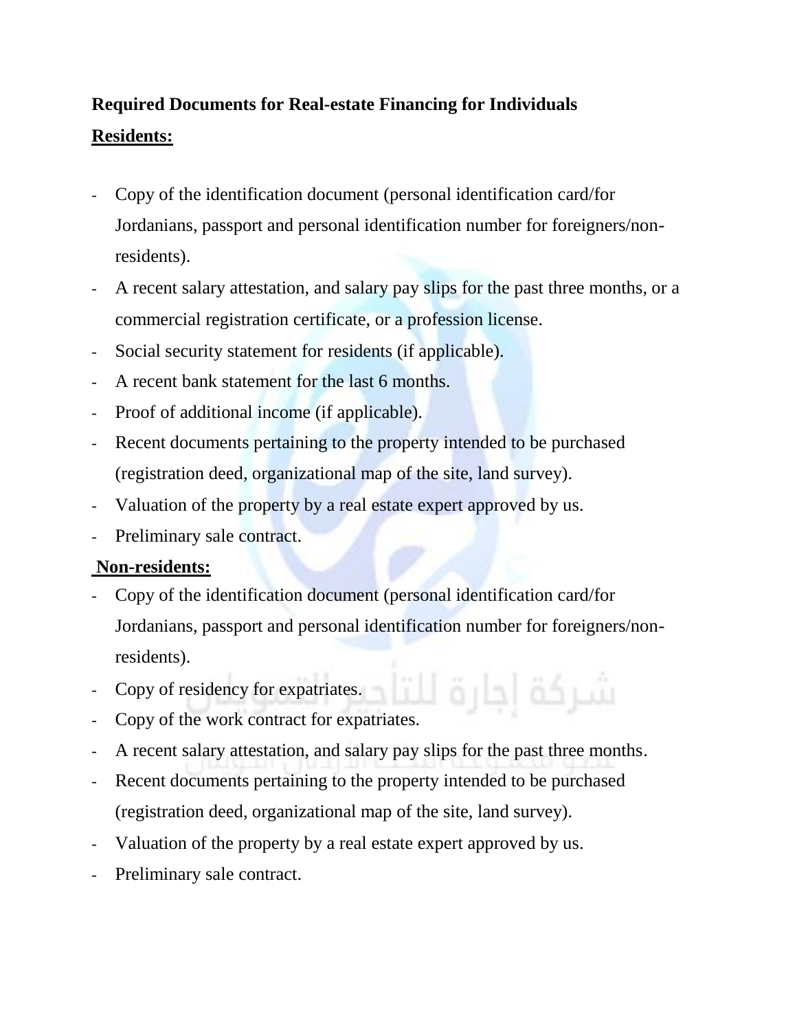**Required Documents for Real-estate Financing for Individuals**

**Residents:**

- Copy of the identification document (personal identification card/for Jordanians, passport and personal identification number for foreigners/non-residents).
- A recent salary attestation, and salary pay slips for the past three months, or a commercial registration certificate, or a profession license.
- Social security statement for residents (if applicable).
- A recent bank statement for the last 6 months.
- Proof of additional income (if applicable).
- Recent documents pertaining to the property intended to be purchased (registration deed, organizational map of the site, land survey).
- Valuation of the property by a real estate expert approved by us.
- Preliminary sale contract.

**Non-residents:**

- Copy of the identification document (personal identification card/for Jordanians, passport and personal identification number for foreigners/non-residents).
- Copy of residency for expatriates.
- Copy of the work contract for expatriates.
- A recent salary attestation, and salary pay slips for the past three months.
- Recent documents pertaining to the property intended to be purchased (registration deed, organizational map of the site, land survey).
- Valuation of the property by a real estate expert approved by us.
- Preliminary sale contract.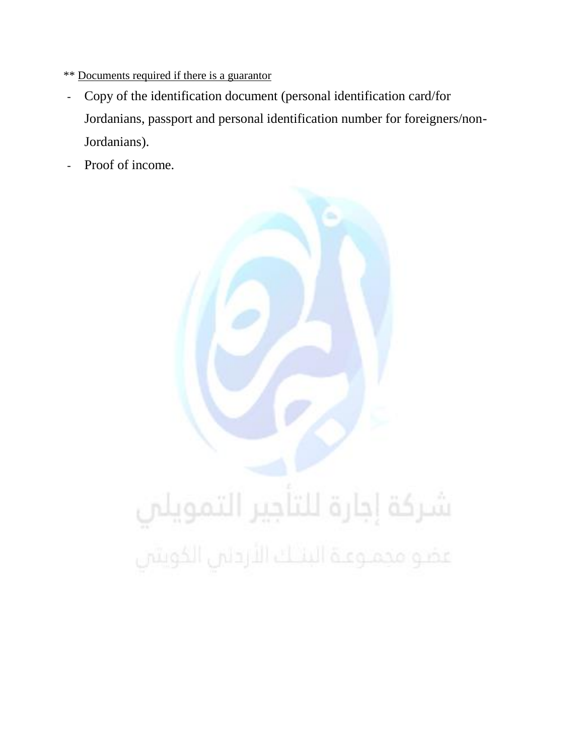** Documents required if there is a guarantor

- Copy of the identification document (personal identification card/for Jordanians, passport and personal identification number for foreigners/non-Jordanians).
- Proof of income.